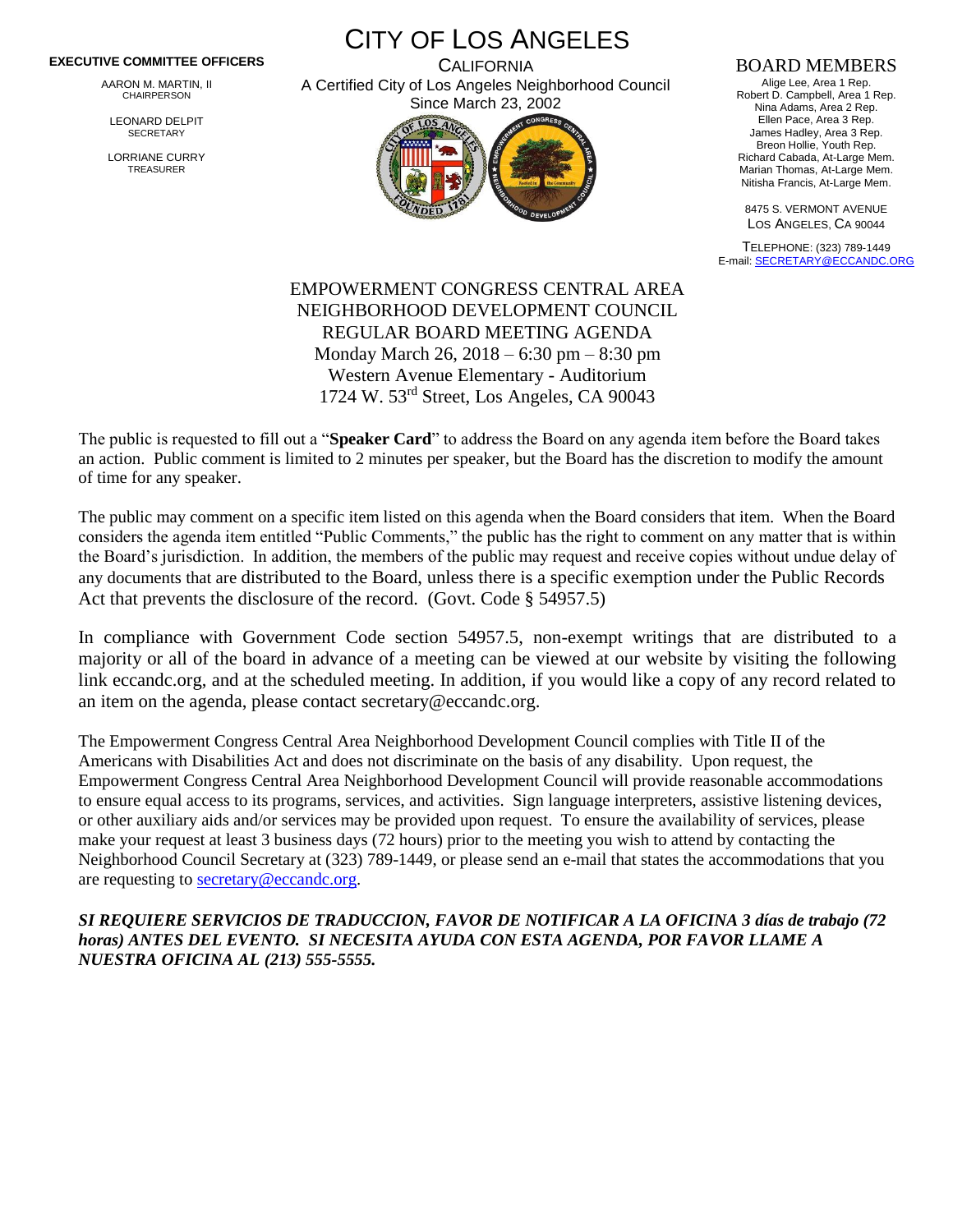**EXECUTIVE COMMITTEE OFFICERS**

AARON M. MARTIN, II
CHAIRPERSON

LEONARD DELPIT
SECRETARY

LORRIANE CURRY
TREASURER

# CITY OF LOS ANGELES

CALIFORNIA
A Certified City of Los Angeles Neighborhood Council
Since March 23, 2002

**BOARD MEMBERS**

Alige Lee, Area 1 Rep.
Robert D. Campbell, Area 1 Rep.
Nina Adams, Area 2 Rep.
Ellen Pace, Area 3 Rep.
James Hadley, Area 3 Rep.
Breon Hollie, Youth Rep.
Richard Cabada, At-Large Mem.
Marian Thomas, At-Large Mem.
Nitisha Francis, At-Large Mem.

8475 S. VERMONT AVENUE
LOS ANGELES, CA 90044

TELEPHONE: (323) 789-1449
E-mail: SECRETARY@ECCANDC.ORG

## EMPOWERMENT CONGRESS CENTRAL AREA NEIGHBORHOOD DEVELOPMENT COUNCIL REGULAR BOARD MEETING AGENDA

Monday March 26, 2018 – 6:30 pm – 8:30 pm
Western Avenue Elementary - Auditorium
1724 W. 53rd Street, Los Angeles, CA 90043

The public is requested to fill out a "**Speaker Card**" to address the Board on any agenda item before the Board takes an action. Public comment is limited to 2 minutes per speaker, but the Board has the discretion to modify the amount of time for any speaker.

The public may comment on a specific item listed on this agenda when the Board considers that item. When the Board considers the agenda item entitled "Public Comments," the public has the right to comment on any matter that is within the Board's jurisdiction. In addition, the members of the public may request and receive copies without undue delay of any documents that are distributed to the Board, unless there is a specific exemption under the Public Records Act that prevents the disclosure of the record. (Govt. Code § 54957.5)

In compliance with Government Code section 54957.5, non-exempt writings that are distributed to a majority or all of the board in advance of a meeting can be viewed at our website by visiting the following link eccandc.org, and at the scheduled meeting. In addition, if you would like a copy of any record related to an item on the agenda, please contact secretary@eccandc.org.

The Empowerment Congress Central Area Neighborhood Development Council complies with Title II of the Americans with Disabilities Act and does not discriminate on the basis of any disability. Upon request, the Empowerment Congress Central Area Neighborhood Development Council will provide reasonable accommodations to ensure equal access to its programs, services, and activities. Sign language interpreters, assistive listening devices, or other auxiliary aids and/or services may be provided upon request. To ensure the availability of services, please make your request at least 3 business days (72 hours) prior to the meeting you wish to attend by contacting the Neighborhood Council Secretary at (323) 789-1449, or please send an e-mail that states the accommodations that you are requesting to secretary@eccandc.org.

***SI REQUIERE SERVICIOS DE TRADUCCION, FAVOR DE NOTIFICAR A LA OFICINA 3 días de trabajo (72 horas) ANTES DEL EVENTO. SI NECESITA AYUDA CON ESTA AGENDA, POR FAVOR LLAME A NUESTRA OFICINA AL (213) 555-5555.***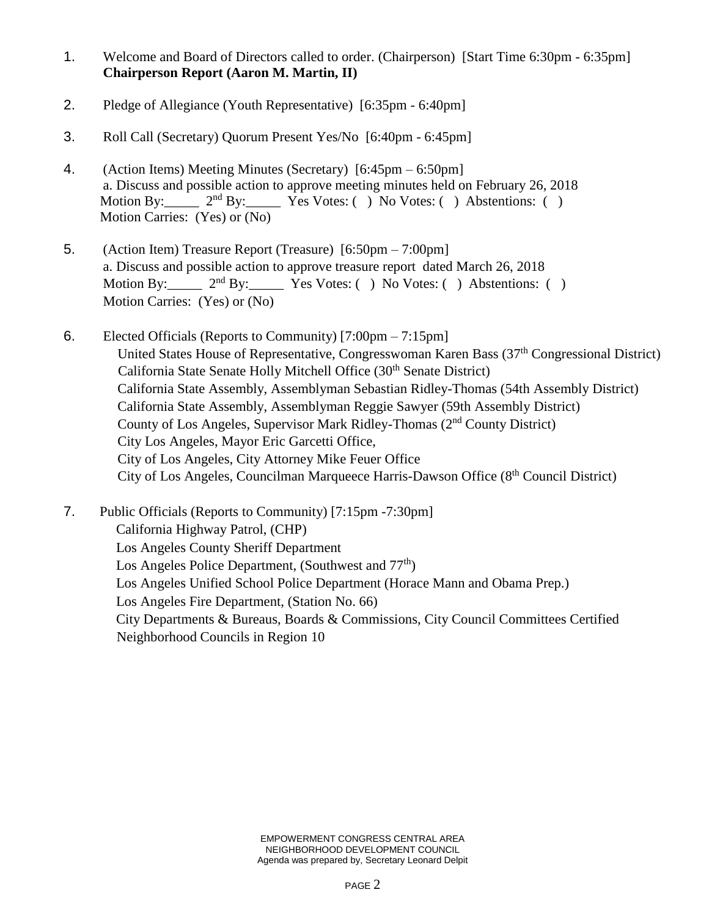1. Welcome and Board of Directors called to order. (Chairperson) [Start Time 6:30pm - 6:35pm]
   **Chairperson Report (Aaron M. Martin, II)**

2. Pledge of Allegiance (Youth Representative) [6:35pm - 6:40pm]

3. Roll Call (Secretary) Quorum Present Yes/No [6:40pm - 6:45pm]

4. (Action Items) Meeting Minutes (Secretary) [6:45pm – 6:50pm]
   a. Discuss and possible action to approve meeting minutes held on February 26, 2018
   Motion By:_____ 2nd By:_____ Yes Votes: ( ) No Votes: ( ) Abstentions: ( )
   Motion Carries: (Yes) or (No)

5. (Action Item) Treasure Report (Treasure) [6:50pm – 7:00pm]
   a. Discuss and possible action to approve treasure report dated March 26, 2018
   Motion By:_____ 2nd By:_____ Yes Votes: ( ) No Votes: ( ) Abstentions: ( )
   Motion Carries: (Yes) or (No)

6. Elected Officials (Reports to Community) [7:00pm – 7:15pm]
   United States House of Representative, Congresswoman Karen Bass (37th Congressional District)
   California State Senate Holly Mitchell Office (30th Senate District)
   California State Assembly, Assemblyman Sebastian Ridley-Thomas (54th Assembly District)
   California State Assembly, Assemblyman Reggie Sawyer (59th Assembly District)
   County of Los Angeles, Supervisor Mark Ridley-Thomas (2nd County District)
   City Los Angeles, Mayor Eric Garcetti Office,
   City of Los Angeles, City Attorney Mike Feuer Office
   City of Los Angeles, Councilman Marqueece Harris-Dawson Office (8th Council District)

7. Public Officials (Reports to Community) [7:15pm -7:30pm]
   California Highway Patrol, (CHP)
   Los Angeles County Sheriff Department
   Los Angeles Police Department, (Southwest and 77th)
   Los Angeles Unified School Police Department (Horace Mann and Obama Prep.)
   Los Angeles Fire Department, (Station No. 66)
   City Departments & Bureaus, Boards & Commissions, City Council Committees Certified Neighborhood Councils in Region 10

EMPOWERMENT CONGRESS CENTRAL AREA
NEIGHBORHOOD DEVELOPMENT COUNCIL
Agenda was prepared by, Secretary Leonard Delpit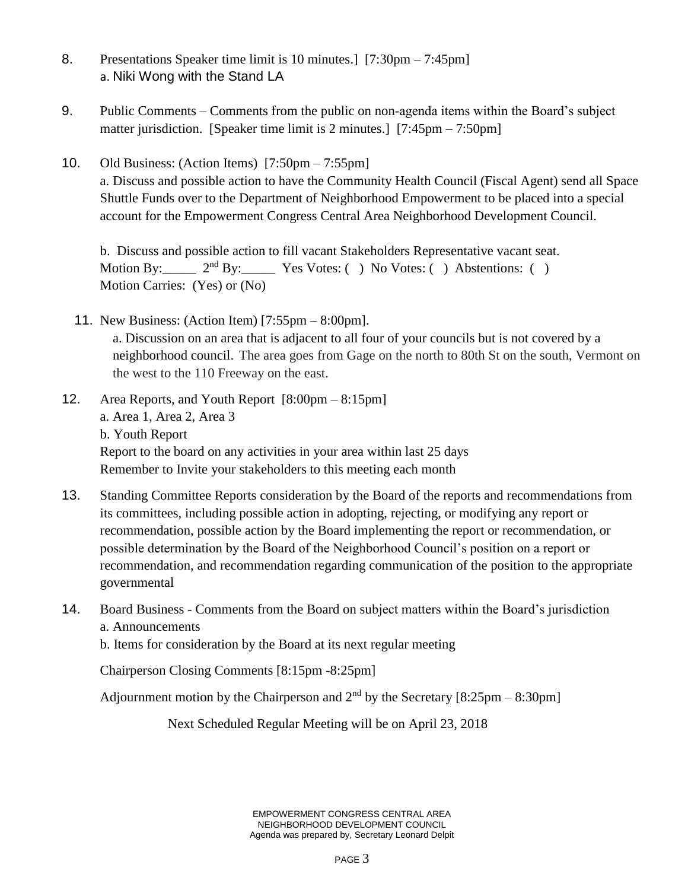8. Presentations Speaker time limit is 10 minutes.] [7:30pm – 7:45pm]
   a. Niki Wong with the Stand LA

9. Public Comments – Comments from the public on non-agenda items within the Board's subject matter jurisdiction. [Speaker time limit is 2 minutes.] [7:45pm – 7:50pm]

10. Old Business: (Action Items) [7:50pm – 7:55pm]
    a. Discuss and possible action to have the Community Health Council (Fiscal Agent) send all Space Shuttle Funds over to the Department of Neighborhood Empowerment to be placed into a special account for the Empowerment Congress Central Area Neighborhood Development Council.

    b. Discuss and possible action to fill vacant Stakeholders Representative vacant seat.
    Motion By:_____ 2nd By:_____ Yes Votes: ( ) No Votes: ( ) Abstentions: ( )
    Motion Carries: (Yes) or (No)

11. New Business: (Action Item) [7:55pm – 8:00pm].
    a. Discussion on an area that is adjacent to all four of your councils but is not covered by a neighborhood council. The area goes from Gage on the north to 80th St on the south, Vermont on the west to the 110 Freeway on the east.

12. Area Reports, and Youth Report [8:00pm – 8:15pm]
    a. Area 1, Area 2, Area 3
    b. Youth Report
    Report to the board on any activities in your area within last 25 days
    Remember to Invite your stakeholders to this meeting each month

13. Standing Committee Reports consideration by the Board of the reports and recommendations from its committees, including possible action in adopting, rejecting, or modifying any report or recommendation, possible action by the Board implementing the report or recommendation, or possible determination by the Board of the Neighborhood Council's position on a report or recommendation, and recommendation regarding communication of the position to the appropriate governmental

14. Board Business - Comments from the Board on subject matters within the Board's jurisdiction
    a. Announcements
    b. Items for consideration by the Board at its next regular meeting

    Chairperson Closing Comments [8:15pm -8:25pm]

    Adjournment motion by the Chairperson and 2nd by the Secretary [8:25pm – 8:30pm]

Next Scheduled Regular Meeting will be on April 23, 2018

EMPOWERMENT CONGRESS CENTRAL AREA
NEIGHBORHOOD DEVELOPMENT COUNCIL
Agenda was prepared by, Secretary Leonard Delpit